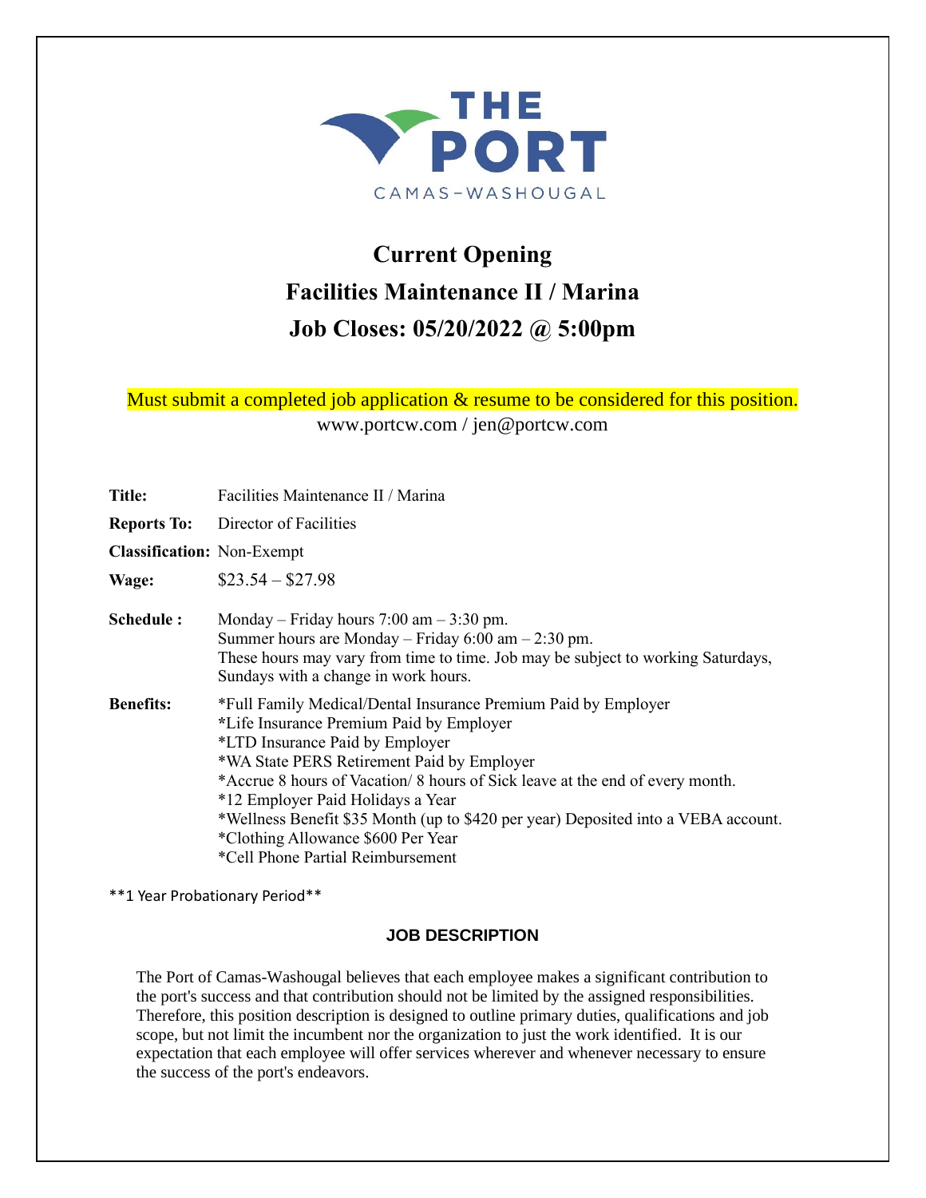THE PORT

CAMAS-WASHOUGAL

# Current Opening

# Facilities Maintenance II / Marina

# Job Closes: 05/20/2022 @ 5:00pm

Must submit a completed job application & resume to be considered for this position.

www.portcw.com / jen@portcw.com

**Title:** Facilities Maintenance II / Marina

**Reports To:** Director of Facilities

**Classification:** Non-Exempt

**Wage:** $23.54 – $27.98

**Schedule :** Monday – Friday hours 7:00 am – 3:30 pm.
Summer hours are Monday – Friday 6:00 am – 2:30 pm.
These hours may vary from time to time. Job may be subject to working Saturdays, Sundays with a change in work hours.

**Benefits:**
*Full Family Medical/Dental Insurance Premium Paid by Employer
*Life Insurance Premium Paid by Employer
*LTD Insurance Paid by Employer
*WA State PERS Retirement Paid by Employer
*Accrue 8 hours of Vacation/ 8 hours of Sick leave at the end of every month.
*12 Employer Paid Holidays a Year
*Wellness Benefit $35 Month (up to $420 per year) Deposited into a VEBA account.
*Clothing Allowance $600 Per Year
*Cell Phone Partial Reimbursement

**1 Year Probationary Period**

## JOB DESCRIPTION

The Port of Camas-Washougal believes that each employee makes a significant contribution to the port's success and that contribution should not be limited by the assigned responsibilities. Therefore, this position description is designed to outline primary duties, qualifications and job scope, but not limit the incumbent nor the organization to just the work identified. It is our expectation that each employee will offer services wherever and whenever necessary to ensure the success of the port's endeavors.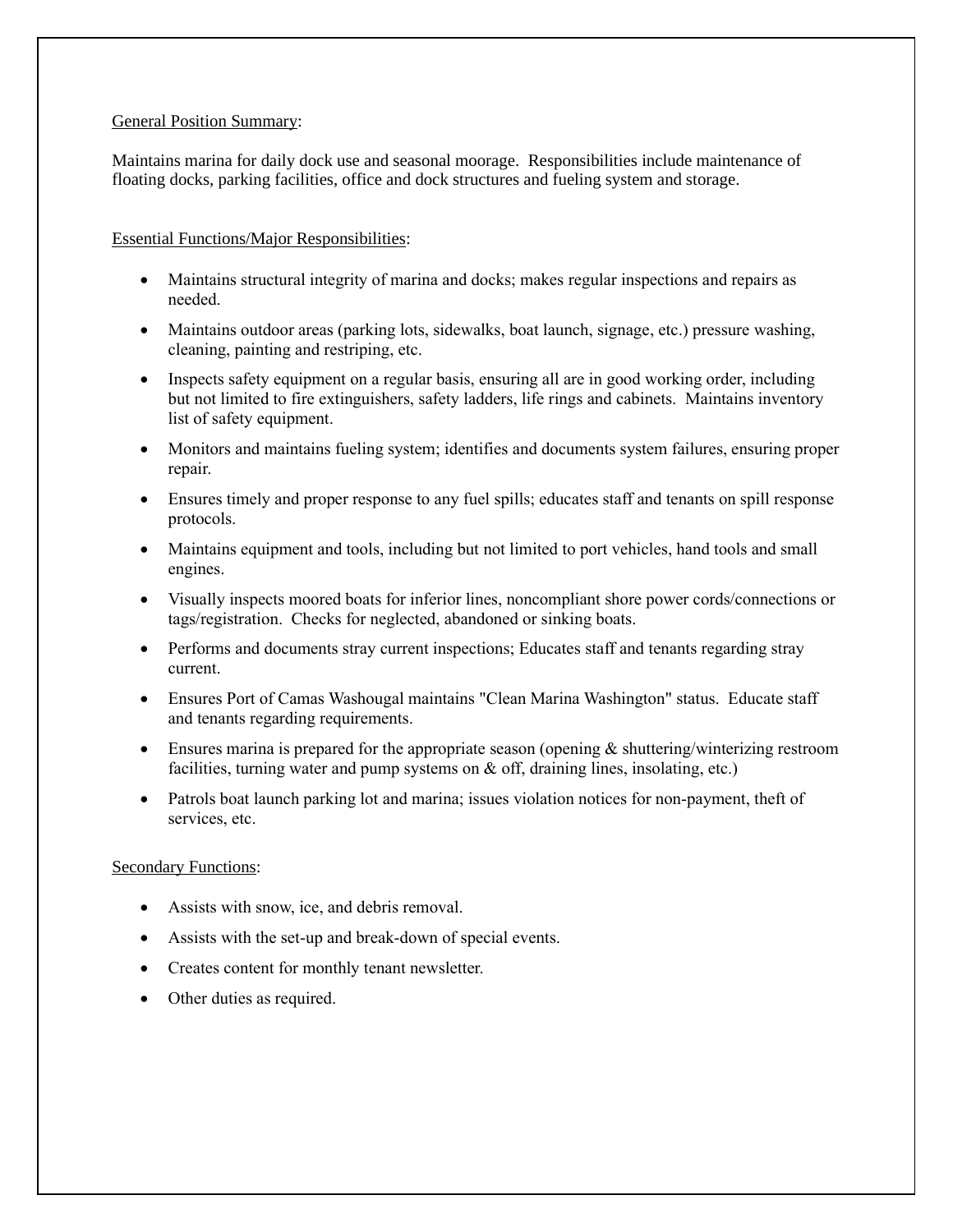General Position Summary:

Maintains marina for daily dock use and seasonal moorage. Responsibilities include maintenance of floating docks, parking facilities, office and dock structures and fueling system and storage.

Essential Functions/Major Responsibilities:

- Maintains structural integrity of marina and docks; makes regular inspections and repairs as needed.
- Maintains outdoor areas (parking lots, sidewalks, boat launch, signage, etc.) pressure washing, cleaning, painting and restriping, etc.
- Inspects safety equipment on a regular basis, ensuring all are in good working order, including but not limited to fire extinguishers, safety ladders, life rings and cabinets. Maintains inventory list of safety equipment.
- Monitors and maintains fueling system; identifies and documents system failures, ensuring proper repair.
- Ensures timely and proper response to any fuel spills; educates staff and tenants on spill response protocols.
- Maintains equipment and tools, including but not limited to port vehicles, hand tools and small engines.
- Visually inspects moored boats for inferior lines, noncompliant shore power cords/connections or tags/registration. Checks for neglected, abandoned or sinking boats.
- Performs and documents stray current inspections; Educates staff and tenants regarding stray current.
- Ensures Port of Camas Washougal maintains "Clean Marina Washington" status. Educate staff and tenants regarding requirements.
- Ensures marina is prepared for the appropriate season (opening & shuttering/winterizing restroom facilities, turning water and pump systems on & off, draining lines, insolating, etc.)
- Patrols boat launch parking lot and marina; issues violation notices for non-payment, theft of services, etc.

Secondary Functions:

- Assists with snow, ice, and debris removal.
- Assists with the set-up and break-down of special events.
- Creates content for monthly tenant newsletter.
- Other duties as required.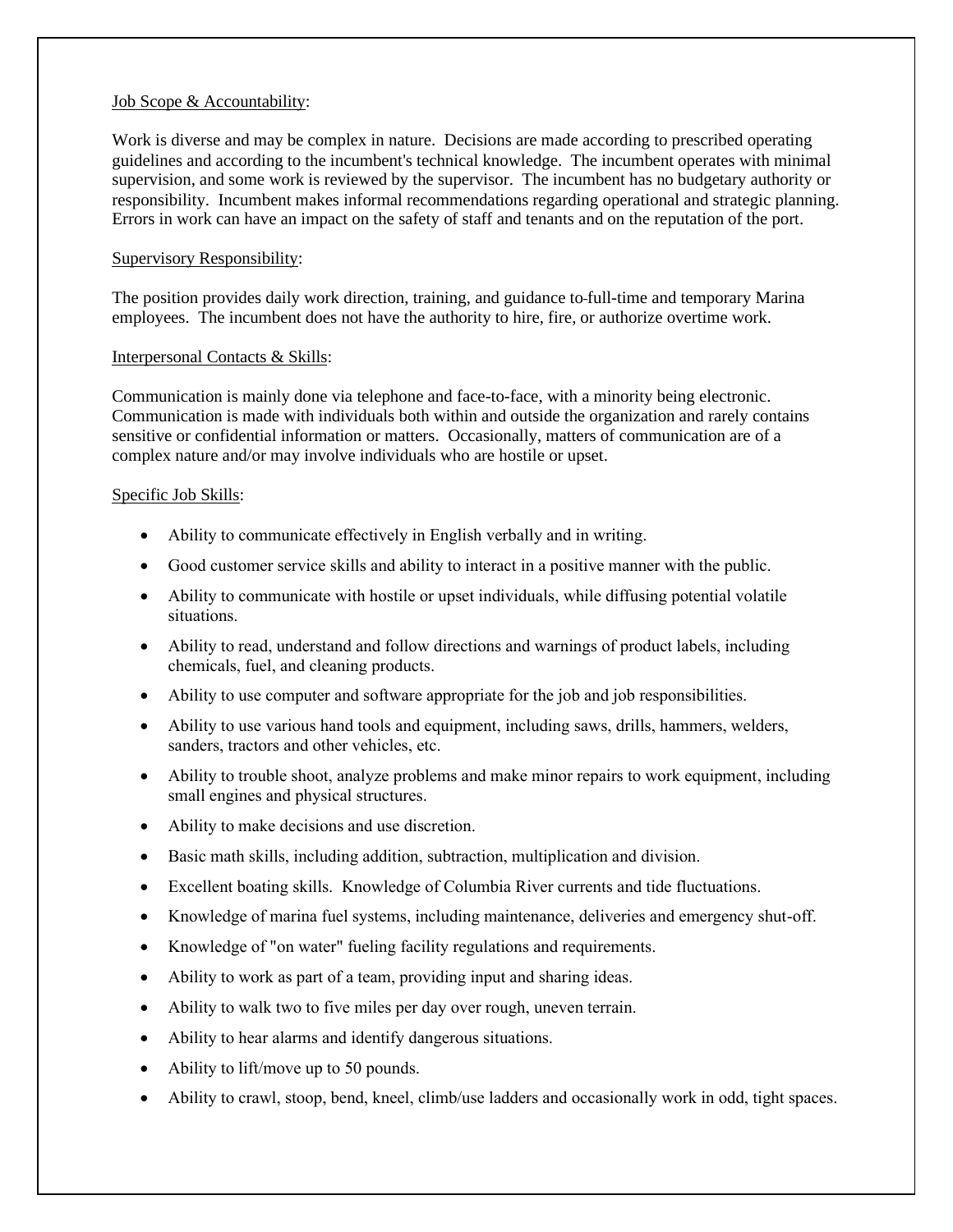Job Scope & Accountability:

Work is diverse and may be complex in nature. Decisions are made according to prescribed operating guidelines and according to the incumbent's technical knowledge. The incumbent operates with minimal supervision, and some work is reviewed by the supervisor. The incumbent has no budgetary authority or responsibility. Incumbent makes informal recommendations regarding operational and strategic planning. Errors in work can have an impact on the safety of staff and tenants and on the reputation of the port.

Supervisory Responsibility:

The position provides daily work direction, training, and guidance to full-time and temporary Marina employees. The incumbent does not have the authority to hire, fire, or authorize overtime work.

Interpersonal Contacts & Skills:

Communication is mainly done via telephone and face-to-face, with a minority being electronic. Communication is made with individuals both within and outside the organization and rarely contains sensitive or confidential information or matters. Occasionally, matters of communication are of a complex nature and/or may involve individuals who are hostile or upset.

Specific Job Skills:

- Ability to communicate effectively in English verbally and in writing.
- Good customer service skills and ability to interact in a positive manner with the public.
- Ability to communicate with hostile or upset individuals, while diffusing potential volatile situations.
- Ability to read, understand and follow directions and warnings of product labels, including chemicals, fuel, and cleaning products.
- Ability to use computer and software appropriate for the job and job responsibilities.
- Ability to use various hand tools and equipment, including saws, drills, hammers, welders, sanders, tractors and other vehicles, etc.
- Ability to trouble shoot, analyze problems and make minor repairs to work equipment, including small engines and physical structures.
- Ability to make decisions and use discretion.
- Basic math skills, including addition, subtraction, multiplication and division.
- Excellent boating skills. Knowledge of Columbia River currents and tide fluctuations.
- Knowledge of marina fuel systems, including maintenance, deliveries and emergency shut-off.
- Knowledge of "on water" fueling facility regulations and requirements.
- Ability to work as part of a team, providing input and sharing ideas.
- Ability to walk two to five miles per day over rough, uneven terrain.
- Ability to hear alarms and identify dangerous situations.
- Ability to lift/move up to 50 pounds.
- Ability to crawl, stoop, bend, kneel, climb/use ladders and occasionally work in odd, tight spaces.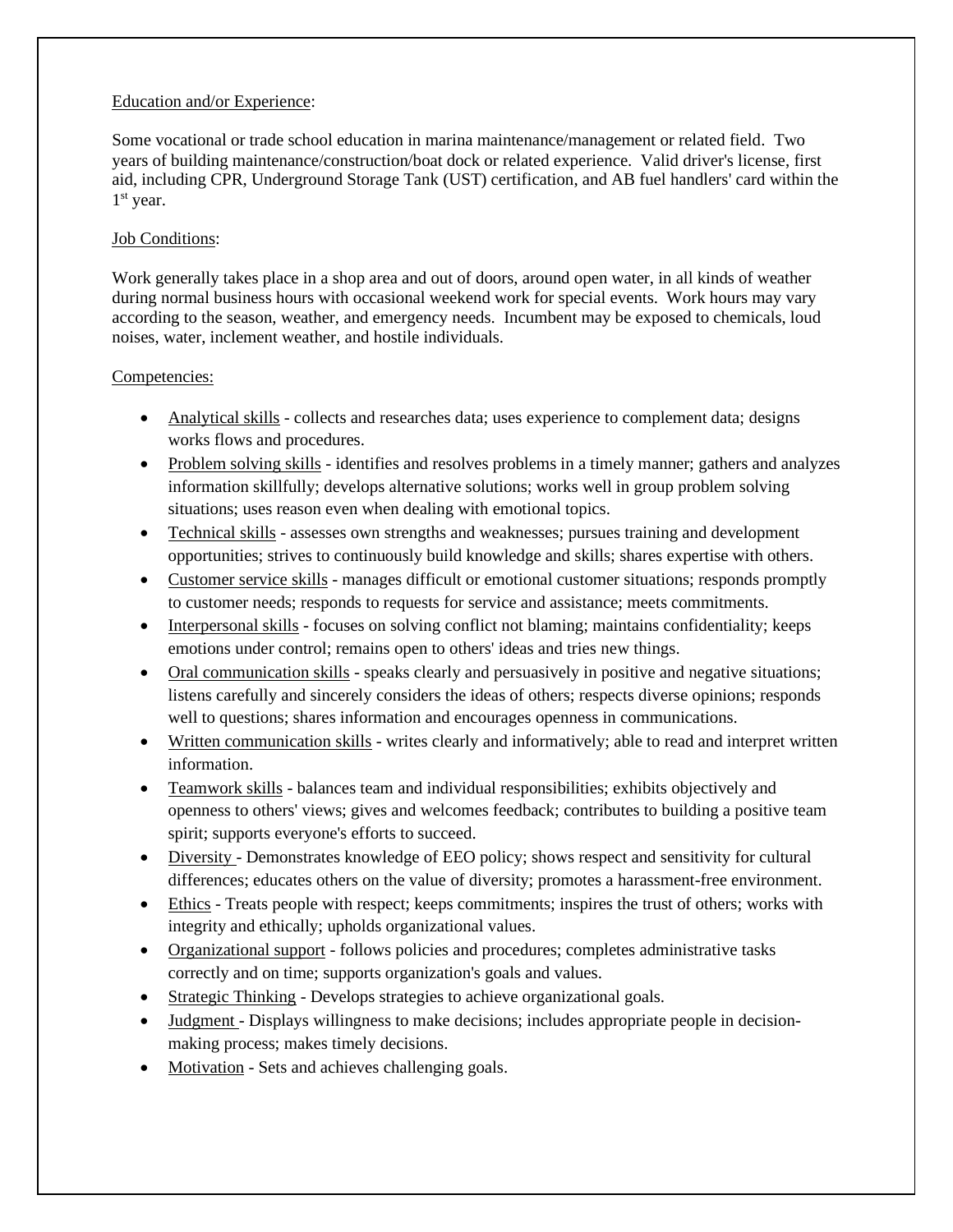Education and/or Experience:

Some vocational or trade school education in marina maintenance/management or related field. Two years of building maintenance/construction/boat dock or related experience. Valid driver's license, first aid, including CPR, Underground Storage Tank (UST) certification, and AB fuel handlers' card within the 1st year.

Job Conditions:

Work generally takes place in a shop area and out of doors, around open water, in all kinds of weather during normal business hours with occasional weekend work for special events. Work hours may vary according to the season, weather, and emergency needs. Incumbent may be exposed to chemicals, loud noises, water, inclement weather, and hostile individuals.

Competencies:

- Analytical skills - collects and researches data; uses experience to complement data; designs works flows and procedures.
- Problem solving skills - identifies and resolves problems in a timely manner; gathers and analyzes information skillfully; develops alternative solutions; works well in group problem solving situations; uses reason even when dealing with emotional topics.
- Technical skills - assesses own strengths and weaknesses; pursues training and development opportunities; strives to continuously build knowledge and skills; shares expertise with others.
- Customer service skills - manages difficult or emotional customer situations; responds promptly to customer needs; responds to requests for service and assistance; meets commitments.
- Interpersonal skills - focuses on solving conflict not blaming; maintains confidentiality; keeps emotions under control; remains open to others' ideas and tries new things.
- Oral communication skills - speaks clearly and persuasively in positive and negative situations; listens carefully and sincerely considers the ideas of others; respects diverse opinions; responds well to questions; shares information and encourages openness in communications.
- Written communication skills - writes clearly and informatively; able to read and interpret written information.
- Teamwork skills - balances team and individual responsibilities; exhibits objectively and openness to others' views; gives and welcomes feedback; contributes to building a positive team spirit; supports everyone's efforts to succeed.
- Diversity - Demonstrates knowledge of EEO policy; shows respect and sensitivity for cultural differences; educates others on the value of diversity; promotes a harassment-free environment.
- Ethics - Treats people with respect; keeps commitments; inspires the trust of others; works with integrity and ethically; upholds organizational values.
- Organizational support - follows policies and procedures; completes administrative tasks correctly and on time; supports organization's goals and values.
- Strategic Thinking - Develops strategies to achieve organizational goals.
- Judgment - Displays willingness to make decisions; includes appropriate people in decision-making process; makes timely decisions.
- Motivation - Sets and achieves challenging goals.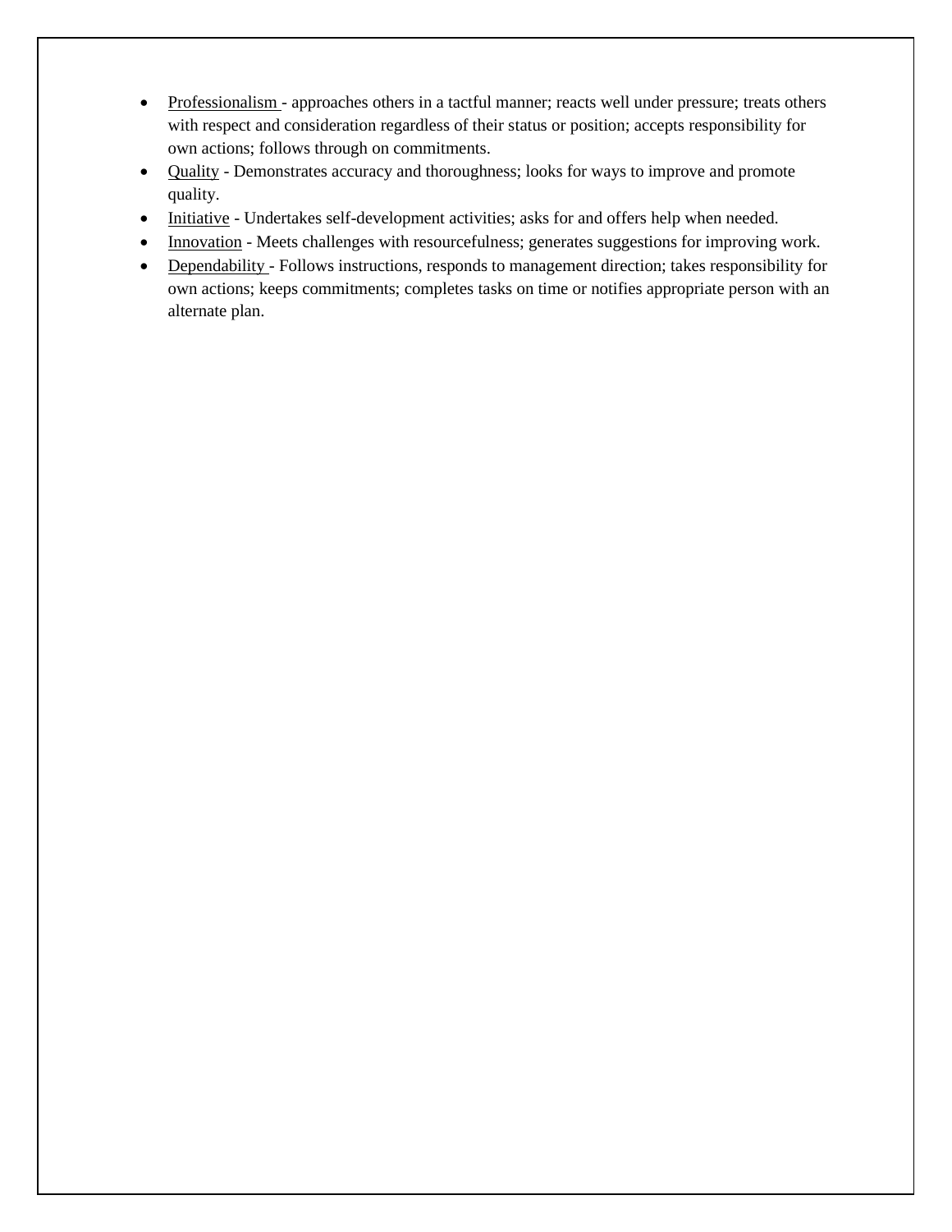- <u>Professionalism</u> - approaches others in a tactful manner; reacts well under pressure; treats others with respect and consideration regardless of their status or position; accepts responsibility for own actions; follows through on commitments.
- <u>Quality</u> - Demonstrates accuracy and thoroughness; looks for ways to improve and promote quality.
- <u>Initiative</u> - Undertakes self-development activities; asks for and offers help when needed.
- <u>Innovation</u> - Meets challenges with resourcefulness; generates suggestions for improving work.
- <u>Dependability</u> - Follows instructions, responds to management direction; takes responsibility for own actions; keeps commitments; completes tasks on time or notifies appropriate person with an alternate plan.